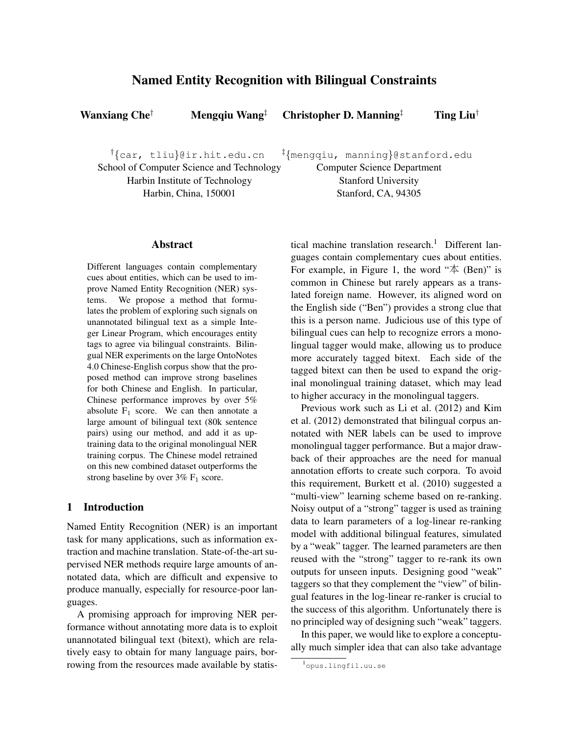# Named Entity Recognition with Bilingual Constraints

**Wanxiang Che**[†] **Mengqiu Wang**[‡] **Christopher D. Manning**[‡] **Ting Liu**[†]

[†]{car, tliu}@ir.hit.edu.cn
School of Computer Science and Technology
Harbin Institute of Technology
Harbin, China, 150001

[‡]{mengqiu, manning}@stanford.edu
Computer Science Department
Stanford University
Stanford, CA, 94305

## Abstract

Different languages contain complementary cues about entities, which can be used to improve Named Entity Recognition (NER) systems. We propose a method that formulates the problem of exploring such signals on unannotated bilingual text as a simple Integer Linear Program, which encourages entity tags to agree via bilingual constraints. Bilingual NER experiments on the large OntoNotes 4.0 Chinese-English corpus show that the proposed method can improve strong baselines for both Chinese and English. In particular, Chinese performance improves by over 5% absolute $F_1$ score. We can then annotate a large amount of bilingual text (80k sentence pairs) using our method, and add it as uptraining data to the original monolingual NER training corpus. The Chinese model retrained on this new combined dataset outperforms the strong baseline by over 3% $F_1$ score.

## 1 Introduction

Named Entity Recognition (NER) is an important task for many applications, such as information extraction and machine translation. State-of-the-art supervised NER methods require large amounts of annotated data, which are difficult and expensive to produce manually, especially for resource-poor languages.

A promising approach for improving NER performance without annotating more data is to exploit unannotated bilingual text (bitext), which are relatively easy to obtain for many language pairs, borrowing from the resources made available by statistical machine translation research.[1] Different languages contain complementary cues about entities. For example, in Figure 1, the word "本 (Ben)" is common in Chinese but rarely appears as a translated foreign name. However, its aligned word on the English side ("Ben") provides a strong clue that this is a person name. Judicious use of this type of bilingual cues can help to recognize errors a monolingual tagger would make, allowing us to produce more accurately tagged bitext. Each side of the tagged bitext can then be used to expand the original monolingual training dataset, which may lead to higher accuracy in the monolingual taggers.

Previous work such as Li et al. (2012) and Kim et al. (2012) demonstrated that bilingual corpus annotated with NER labels can be used to improve monolingual tagger performance. But a major drawback of their approaches are the need for manual annotation efforts to create such corpora. To avoid this requirement, Burkett et al. (2010) suggested a "multi-view" learning scheme based on re-ranking. Noisy output of a "strong" tagger is used as training data to learn parameters of a log-linear re-ranking model with additional bilingual features, simulated by a "weak" tagger. The learned parameters are then reused with the "strong" tagger to re-rank its own outputs for unseen inputs. Designing good "weak" taggers so that they complement the "view" of bilingual features in the log-linear re-ranker is crucial to the success of this algorithm. Unfortunately there is no principled way of designing such "weak" taggers.

In this paper, we would like to explore a conceptually much simpler idea that can also take advantage

[1] opus.lingfil.uu.se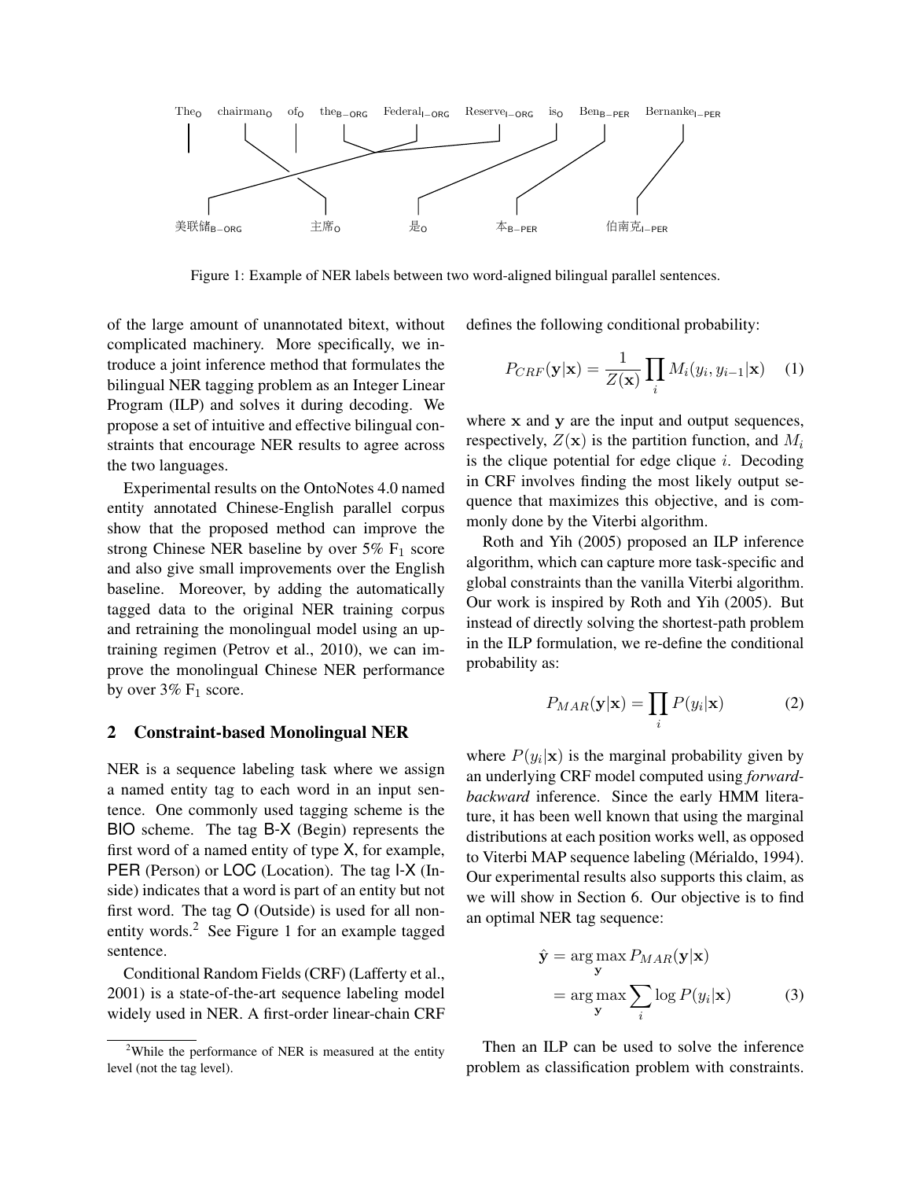The[O] chairman[O] of[O] the[B−ORG] Federal[I−ORG] Reserve[I−ORG] is[O] Ben[B−PER] Bernanke[I−PER]

美联储[B−ORG] 主席[O] 是[O] 本[B−PER] 伯南克[I−PER]

Figure 1: Example of NER labels between two word-aligned bilingual parallel sentences.

of the large amount of unannotated bitext, without complicated machinery. More specifically, we introduce a joint inference method that formulates the bilingual NER tagging problem as an Integer Linear Program (ILP) and solves it during decoding. We propose a set of intuitive and effective bilingual constraints that encourage NER results to agree across the two languages.

Experimental results on the OntoNotes 4.0 named entity annotated Chinese-English parallel corpus show that the proposed method can improve the strong Chinese NER baseline by over 5% $F_1$ score and also give small improvements over the English baseline. Moreover, by adding the automatically tagged data to the original NER training corpus and retraining the monolingual model using an up-training regimen (Petrov et al., 2010), we can improve the monolingual Chinese NER performance by over 3% $F_1$ score.

## 2 Constraint-based Monolingual NER

NER is a sequence labeling task where we assign a named entity tag to each word in an input sentence. One commonly used tagging scheme is the BIO scheme. The tag B-X (Begin) represents the first word of a named entity of type X, for example, PER (Person) or LOC (Location). The tag I-X (Inside) indicates that a word is part of an entity but not first word. The tag O (Outside) is used for all non-entity words.[2] See Figure 1 for an example tagged sentence.

Conditional Random Fields (CRF) (Lafferty et al., 2001) is a state-of-the-art sequence labeling model widely used in NER. A first-order linear-chain CRF defines the following conditional probability:

$$P_{CRF}(\mathbf{y}|\mathbf{x}) = \frac{1}{Z(\mathbf{x})} \prod_i M_i(y_i, y_{i-1}|\mathbf{x}) \quad (1)$$

where $\mathbf{x}$ and $\mathbf{y}$ are the input and output sequences, respectively, $Z(\mathbf{x})$ is the partition function, and $M_i$ is the clique potential for edge clique $i$. Decoding in CRF involves finding the most likely output sequence that maximizes this objective, and is commonly done by the Viterbi algorithm.

Roth and Yih (2005) proposed an ILP inference algorithm, which can capture more task-specific and global constraints than the vanilla Viterbi algorithm. Our work is inspired by Roth and Yih (2005). But instead of directly solving the shortest-path problem in the ILP formulation, we re-define the conditional probability as:

$$P_{MAR}(\mathbf{y}|\mathbf{x}) = \prod_i P(y_i|\mathbf{x}) \quad (2)$$

where $P(y_i|\mathbf{x})$ is the marginal probability given by an underlying CRF model computed using *forward-backward* inference. Since the early HMM literature, it has been well known that using the marginal distributions at each position works well, as opposed to Viterbi MAP sequence labeling (Mérialdo, 1994). Our experimental results also supports this claim, as we will show in Section 6. Our objective is to find an optimal NER tag sequence:

$$\begin{aligned} \hat{\mathbf{y}} &= \arg\max_{\mathbf{y}} P_{MAR}(\mathbf{y}|\mathbf{x}) \\ &= \arg\max_{\mathbf{y}} \sum_i \log P(y_i|\mathbf{x}) \quad (3) \end{aligned}$$

Then an ILP can be used to solve the inference problem as classification problem with constraints.

[2] While the performance of NER is measured at the entity level (not the tag level).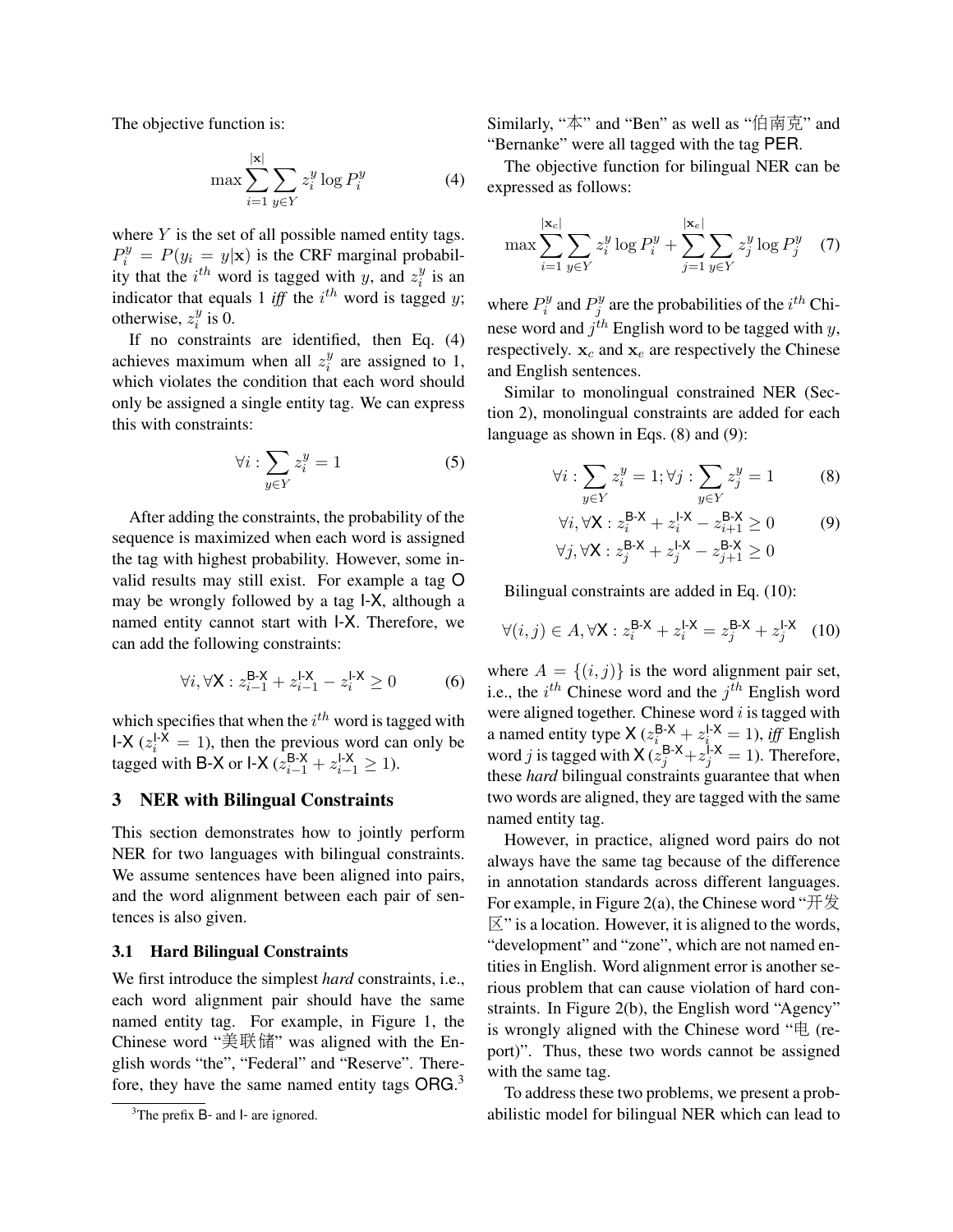The objective function is:

$$\max \sum_{i=1}^{|\mathbf{x}|} \sum_{y \in Y} z_i^y \log P_i^y \tag{4}$$

where $Y$ is the set of all possible named entity tags. $P_i^y = P(y_i = y|\mathbf{x})$ is the CRF marginal probability that the $i^{th}$ word is tagged with $y$, and $z_i^y$ is an indicator that equals 1 *iff* the $i^{th}$ word is tagged $y$; otherwise, $z_i^y$ is 0.

If no constraints are identified, then Eq. (4) achieves maximum when all $z_i^y$ are assigned to 1, which violates the condition that each word should only be assigned a single entity tag. We can express this with constraints:

$$\forall i : \sum_{y \in Y} z_i^y = 1 \tag{5}$$

After adding the constraints, the probability of the sequence is maximized when each word is assigned the tag with highest probability. However, some invalid results may still exist. For example a tag O may be wrongly followed by a tag I-X, although a named entity cannot start with I-X. Therefore, we can add the following constraints:

$$\forall i, \forall \mathsf{X} : z_{i-1}^{\mathsf{B\text{-}X}} + z_{i-1}^{\mathsf{I\text{-}X}} - z_i^{\mathsf{I\text{-}X}} \geq 0 \tag{6}$$

which specifies that when the $i^{th}$ word is tagged with I-X ($z_i^{\mathsf{I\text{-}X}} = 1$), then the previous word can only be tagged with B-X or I-X ($z_{i-1}^{\mathsf{B\text{-}X}} + z_{i-1}^{\mathsf{I\text{-}X}} \geq 1$).

## 3 NER with Bilingual Constraints

This section demonstrates how to jointly perform NER for two languages with bilingual constraints. We assume sentences have been aligned into pairs, and the word alignment between each pair of sentences is also given.

### 3.1 Hard Bilingual Constraints

We first introduce the simplest *hard* constraints, i.e., each word alignment pair should have the same named entity tag. For example, in Figure 1, the Chinese word "美联储" was aligned with the English words "the", "Federal" and "Reserve". Therefore, they have the same named entity tags ORG.[3]

[3]The prefix B- and I- are ignored.

Similarly, "本" and "Ben" as well as "伯南克" and "Bernanke" were all tagged with the tag PER.

The objective function for bilingual NER can be expressed as follows:

$$\max \sum_{i=1}^{|\mathbf{x}_c|} \sum_{y \in Y} z_i^y \log P_i^y + \sum_{j=1}^{|\mathbf{x}_e|} \sum_{y \in Y} z_j^y \log P_j^y \tag{7}$$

where $P_i^y$ and $P_j^y$ are the probabilities of the $i^{th}$ Chinese word and $j^{th}$ English word to be tagged with $y$, respectively. $\mathbf{x}_c$ and $\mathbf{x}_e$ are respectively the Chinese and English sentences.

Similar to monolingual constrained NER (Section 2), monolingual constraints are added for each language as shown in Eqs. (8) and (9):

$$\forall i : \sum_{y \in Y} z_i^y = 1; \forall j : \sum_{y \in Y} z_j^y = 1 \tag{8}$$

$$\forall i, \forall \mathsf{X} : z_i^{\mathsf{B\text{-}X}} + z_i^{\mathsf{I\text{-}X}} - z_{i+1}^{\mathsf{B\text{-}X}} \geq 0 \tag{9}$$
$$\forall j, \forall \mathsf{X} : z_j^{\mathsf{B\text{-}X}} + z_j^{\mathsf{I\text{-}X}} - z_{j+1}^{\mathsf{B\text{-}X}} \geq 0$$

Bilingual constraints are added in Eq. (10):

$$\forall (i,j) \in A, \forall \mathsf{X} : z_i^{\mathsf{B\text{-}X}} + z_i^{\mathsf{I\text{-}X}} = z_j^{\mathsf{B\text{-}X}} + z_j^{\mathsf{I\text{-}X}} \tag{10}$$

where $A = \{(i,j)\}$ is the word alignment pair set, i.e., the $i^{th}$ Chinese word and the $j^{th}$ English word were aligned together. Chinese word $i$ is tagged with a named entity type X ($z_i^{\mathsf{B\text{-}X}} + z_i^{\mathsf{I\text{-}X}} = 1$), *iff* English word $j$ is tagged with X ($z_j^{\mathsf{B\text{-}X}} + z_j^{\mathsf{I\text{-}X}} = 1$). Therefore, these *hard* bilingual constraints guarantee that when two words are aligned, they are tagged with the same named entity tag.

However, in practice, aligned word pairs do not always have the same tag because of the difference in annotation standards across different languages. For example, in Figure 2(a), the Chinese word "开发区" is a location. However, it is aligned to the words, "development" and "zone", which are not named entities in English. Word alignment error is another serious problem that can cause violation of hard constraints. In Figure 2(b), the English word "Agency" is wrongly aligned with the Chinese word "电 (report)". Thus, these two words cannot be assigned with the same tag.

To address these two problems, we present a probabilistic model for bilingual NER which can lead to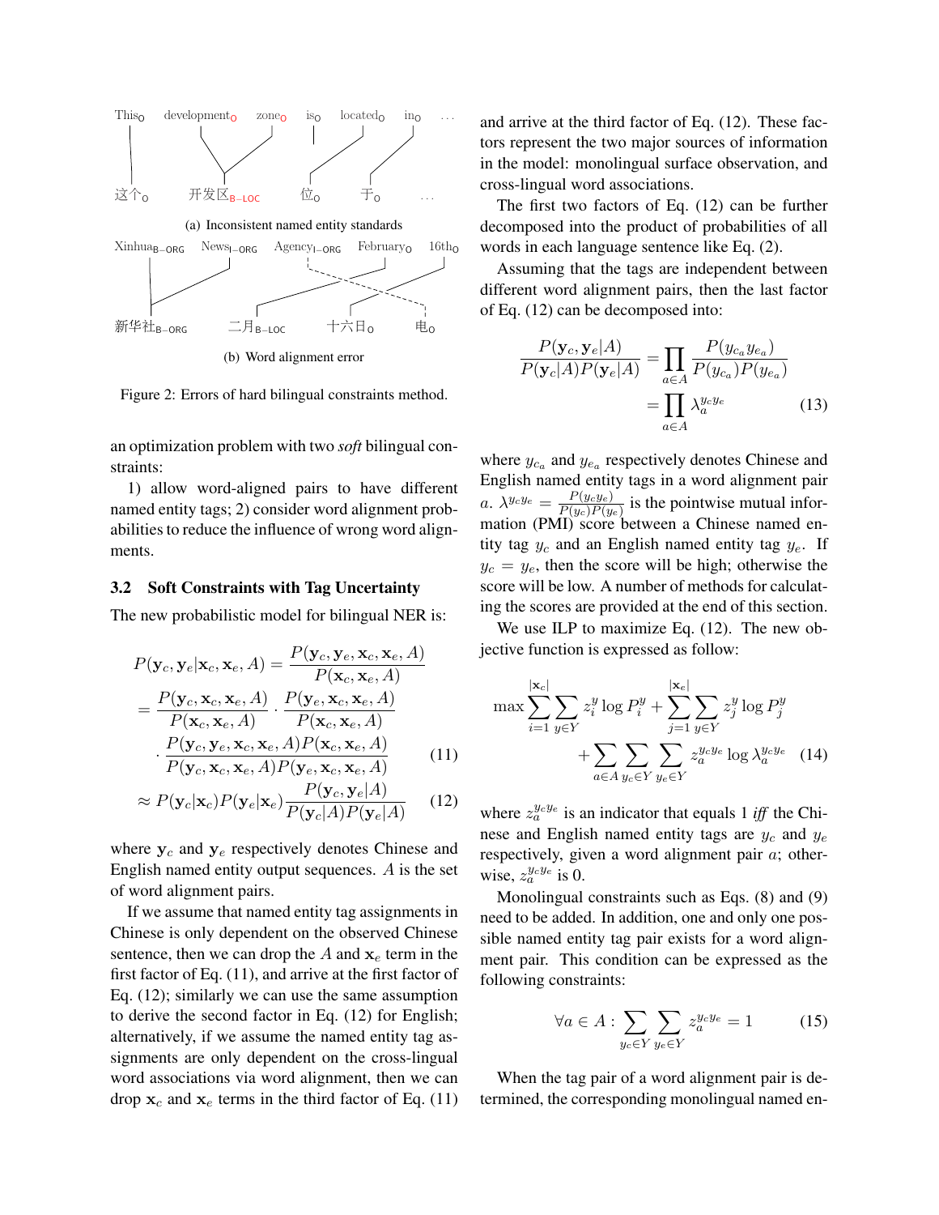This$_{\mathrm{O}}$ development$_{\mathrm{O}}$ zone$_{\mathrm{O}}$ is$_{\mathrm{O}}$ located$_{\mathrm{O}}$ in$_{\mathrm{O}}$ ...

这个$_{\mathrm{O}}$ 开发区$_{\mathrm{B-LOC}}$ 位$_{\mathrm{O}}$ 于$_{\mathrm{O}}$ ...

(a) Inconsistent named entity standards

Xinhua$_{\mathrm{B-ORG}}$ News$_{\mathrm{I-ORG}}$ Agency$_{\mathrm{I-ORG}}$ February$_{\mathrm{O}}$ 16th$_{\mathrm{O}}$

新华社$_{\mathrm{B-ORG}}$ 二月$_{\mathrm{B-LOC}}$ 十六日$_{\mathrm{O}}$ 电$_{\mathrm{O}}$

(b) Word alignment error

Figure 2: Errors of hard bilingual constraints method.

an optimization problem with two *soft* bilingual constraints:

1) allow word-aligned pairs to have different named entity tags; 2) consider word alignment probabilities to reduce the influence of wrong word alignments.

### 3.2 Soft Constraints with Tag Uncertainty

The new probabilistic model for bilingual NER is:

$$
\begin{aligned}
P(\mathbf{y}_c, \mathbf{y}_e | \mathbf{x}_c, \mathbf{x}_e, A) &= \frac{P(\mathbf{y}_c, \mathbf{y}_e, \mathbf{x}_c, \mathbf{x}_e, A)}{P(\mathbf{x}_c, \mathbf{x}_e, A)} \\
&= \frac{P(\mathbf{y}_c, \mathbf{x}_c, \mathbf{x}_e, A)}{P(\mathbf{x}_c, \mathbf{x}_e, A)} \cdot \frac{P(\mathbf{y}_e, \mathbf{x}_c, \mathbf{x}_e, A)}{P(\mathbf{x}_c, \mathbf{x}_e, A)} \\
&\quad \cdot \frac{P(\mathbf{y}_c, \mathbf{y}_e, \mathbf{x}_c, \mathbf{x}_e, A) P(\mathbf{x}_c, \mathbf{x}_e, A)}{P(\mathbf{y}_c, \mathbf{x}_c, \mathbf{x}_e, A) P(\mathbf{y}_e, \mathbf{x}_c, \mathbf{x}_e, A)} \qquad (11) \\
&\approx P(\mathbf{y}_c | \mathbf{x}_c) P(\mathbf{y}_e | \mathbf{x}_e) \frac{P(\mathbf{y}_c, \mathbf{y}_e | A)}{P(\mathbf{y}_c | A) P(\mathbf{y}_e | A)} \qquad (12)
\end{aligned}
$$

where $\mathbf{y}_c$ and $\mathbf{y}_e$ respectively denotes Chinese and English named entity output sequences. $A$ is the set of word alignment pairs.

If we assume that named entity tag assignments in Chinese is only dependent on the observed Chinese sentence, then we can drop the $A$ and $\mathbf{x}_e$ term in the first factor of Eq. (11), and arrive at the first factor of Eq. (12); similarly we can use the same assumption to derive the second factor in Eq. (12) for English; alternatively, if we assume the named entity tag assignments are only dependent on the cross-lingual word associations via word alignment, then we can drop $\mathbf{x}_c$ and $\mathbf{x}_e$ terms in the third factor of Eq. (11) and arrive at the third factor of Eq. (12). These factors represent the two major sources of information in the model: monolingual surface observation, and cross-lingual word associations.

The first two factors of Eq. (12) can be further decomposed into the product of probabilities of all words in each language sentence like Eq. (2).

Assuming that the tags are independent between different word alignment pairs, then the last factor of Eq. (12) can be decomposed into:

$$
\begin{aligned}
\frac{P(\mathbf{y}_c, \mathbf{y}_e | A)}{P(\mathbf{y}_c | A) P(\mathbf{y}_e | A)} &= \prod_{a \in A} \frac{P(y_{c_a} y_{e_a})}{P(y_{c_a}) P(y_{e_a})} \\
&= \prod_{a \in A} \lambda_a^{y_c y_e} \qquad (13)
\end{aligned}
$$

where $y_{c_a}$ and $y_{e_a}$ respectively denotes Chinese and English named entity tags in a word alignment pair $a$. $\lambda^{y_c y_e} = \frac{P(y_c y_e)}{P(y_c)P(y_e)}$ is the pointwise mutual information (PMI) score between a Chinese named entity tag $y_c$ and an English named entity tag $y_e$. If $y_c = y_e$, then the score will be high; otherwise the score will be low. A number of methods for calculating the scores are provided at the end of this section.

We use ILP to maximize Eq. (12). The new objective function is expressed as follow:

$$
\begin{aligned}
\max \sum_{i=1}^{|\mathbf{x}_c|} \sum_{y \in Y} z_i^y \log P_i^y + \sum_{j=1}^{|\mathbf{x}_e|} \sum_{y \in Y} z_j^y \log P_j^y \\
+ \sum_{a \in A} \sum_{y_c \in Y} \sum_{y_e \in Y} z_a^{y_c y_e} \log \lambda_a^{y_c y_e} \qquad (14)
\end{aligned}
$$

where $z_a^{y_c y_e}$ is an indicator that equals 1 *iff* the Chinese and English named entity tags are $y_c$ and $y_e$ respectively, given a word alignment pair $a$; otherwise, $z_a^{y_c y_e}$ is 0.

Monolingual constraints such as Eqs. (8) and (9) need to be added. In addition, one and only one possible named entity tag pair exists for a word alignment pair. This condition can be expressed as the following constraints:

$$
\forall a \in A : \sum_{y_c \in Y} \sum_{y_e \in Y} z_a^{y_c y_e} = 1 \qquad (15)
$$

When the tag pair of a word alignment pair is determined, the corresponding monolingual named en-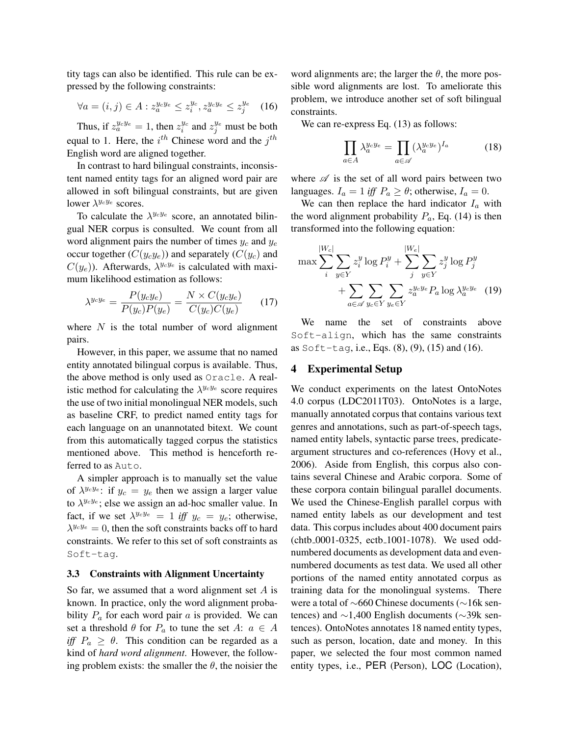tity tags can also be identified. This rule can be expressed by the following constraints:

$$\forall a = (i, j) \in A : z_a^{y_c y_e} \leq z_i^{y_c}, z_a^{y_c y_e} \leq z_j^{y_e} \quad (16)$$

Thus, if $z_a^{y_c y_e} = 1$, then $z_i^{y_c}$ and $z_j^{y_e}$ must be both equal to 1. Here, the $i^{th}$ Chinese word and the $j^{th}$ English word are aligned together.

In contrast to hard bilingual constraints, inconsistent named entity tags for an aligned word pair are allowed in soft bilingual constraints, but are given lower $\lambda^{y_c y_e}$ scores.

To calculate the $\lambda^{y_c y_e}$ score, an annotated bilingual NER corpus is consulted. We count from all word alignment pairs the number of times $y_c$ and $y_e$ occur together ($C(y_c y_e)$) and separately ($C(y_c)$ and $C(y_e)$). Afterwards, $\lambda^{y_c y_e}$ is calculated with maximum likelihood estimation as follows:

$$\lambda^{y_c y_e} = \frac{P(y_c y_e)}{P(y_c)P(y_e)} = \frac{N \times C(y_c y_e)}{C(y_c)C(y_e)} \quad (17)$$

where $N$ is the total number of word alignment pairs.

However, in this paper, we assume that no named entity annotated bilingual corpus is available. Thus, the above method is only used as Oracle. A realistic method for calculating the $\lambda^{y_c y_e}$ score requires the use of two initial monolingual NER models, such as baseline CRF, to predict named entity tags for each language on an unannotated bitext. We count from this automatically tagged corpus the statistics mentioned above. This method is henceforth referred to as Auto.

A simpler approach is to manually set the value of $\lambda^{y_c y_e}$: if $y_c = y_e$ then we assign a larger value to $\lambda^{y_c y_e}$; else we assign an ad-hoc smaller value. In fact, if we set $\lambda^{y_c y_e} = 1$ *iff* $y_c = y_e$; otherwise, $\lambda^{y_c y_e} = 0$, then the soft constraints backs off to hard constraints. We refer to this set of soft constraints as Soft-tag.

### 3.3 Constraints with Alignment Uncertainty

So far, we assumed that a word alignment set $A$ is known. In practice, only the word alignment probability $P_a$ for each word pair $a$ is provided. We can set a threshold $\theta$ for $P_a$ to tune the set $A$: $a \in A$ *iff* $P_a \geq \theta$. This condition can be regarded as a kind of *hard word alignment*. However, the following problem exists: the smaller the $\theta$, the noisier the word alignments are; the larger the $\theta$, the more possible word alignments are lost. To ameliorate this problem, we introduce another set of soft bilingual constraints.

We can re-express Eq. (13) as follows:

$$\prod_{a \in A} \lambda_a^{y_c y_e} = \prod_{a \in \mathscr{A}} (\lambda_a^{y_c y_e})^{I_a} \quad (18)$$

where $\mathscr{A}$ is the set of all word pairs between two languages. $I_a = 1$ *iff* $P_a \geq \theta$; otherwise, $I_a = 0$.

We can then replace the hard indicator $I_a$ with the word alignment probability $P_a$, Eq. (14) is then transformed into the following equation:

$$\max \sum_{i}^{|W_c|} \sum_{y \in Y} z_i^y \log P_i^y + \sum_{j}^{|W_e|} \sum_{y \in Y} z_j^y \log P_j^y + \sum_{a \in \mathscr{A}} \sum_{y_c \in Y} \sum_{y_e \in Y} z_a^{y_c y_e} P_a \log \lambda_a^{y_c y_e} \quad (19)$$

We name the set of constraints above Soft-align, which has the same constraints as Soft-tag, i.e., Eqs. (8), (9), (15) and (16).

## 4 Experimental Setup

We conduct experiments on the latest OntoNotes 4.0 corpus (LDC2011T03). OntoNotes is a large, manually annotated corpus that contains various text genres and annotations, such as part-of-speech tags, named entity labels, syntactic parse trees, predicate-argument structures and co-references (Hovy et al., 2006). Aside from English, this corpus also contains several Chinese and Arabic corpora. Some of these corpora contain bilingual parallel documents. We used the Chinese-English parallel corpus with named entity labels as our development and test data. This corpus includes about 400 document pairs (chtb_0001-0325, ectb_1001-1078). We used odd-numbered documents as development data and even-numbered documents as test data. We used all other portions of the named entity annotated corpus as training data for the monolingual systems. There were a total of ∼660 Chinese documents (∼16k sentences) and ∼1,400 English documents (∼39k sentences). OntoNotes annotates 18 named entity types, such as person, location, date and money. In this paper, we selected the four most common named entity types, i.e., PER (Person), LOC (Location),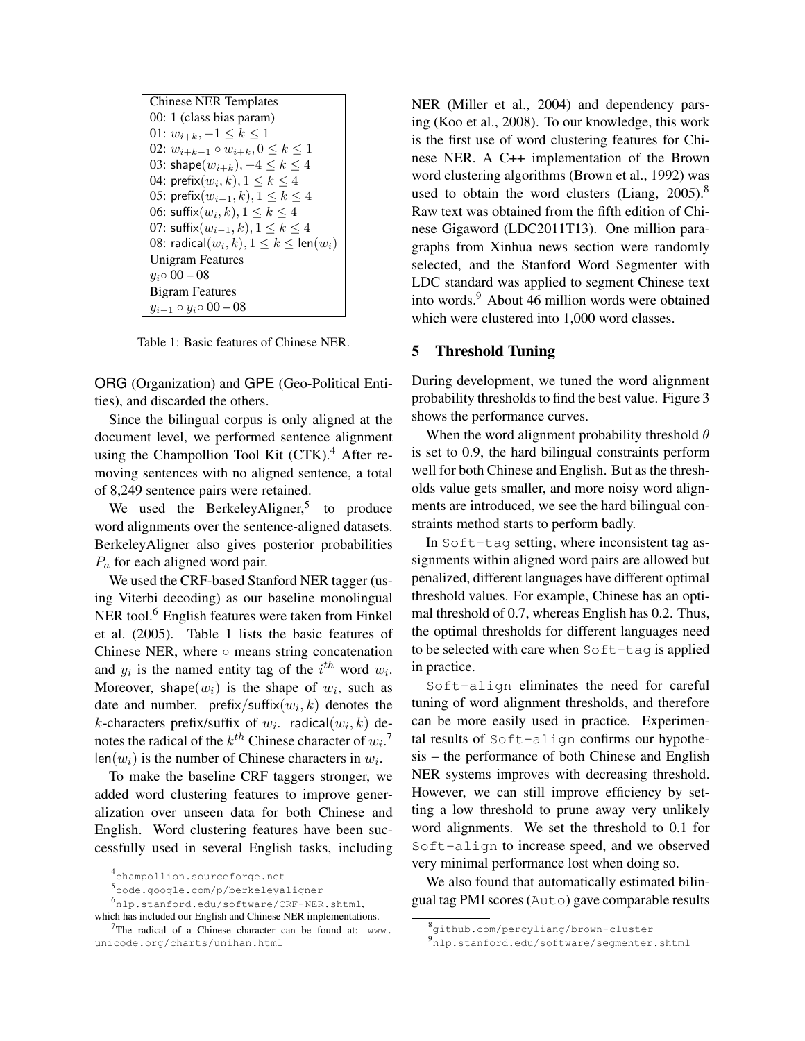| Chinese NER Templates |
|---|
| 00: 1 (class bias param) |
| 01: $w_{i+k}, -1 \leq k \leq 1$ |
| 02: $w_{i+k-1} \circ w_{i+k}, 0 \leq k \leq 1$ |
| 03: $\mathsf{shape}(w_{i+k}), -4 \leq k \leq 4$ |
| 04: $\mathsf{prefix}(w_i, k), 1 \leq k \leq 4$ |
| 05: $\mathsf{prefix}(w_{i-1}, k), 1 \leq k \leq 4$ |
| 06: $\mathsf{suffix}(w_i, k), 1 \leq k \leq 4$ |
| 07: $\mathsf{suffix}(w_{i-1}, k), 1 \leq k \leq 4$ |
| 08: $\mathsf{radical}(w_i, k), 1 \leq k \leq \mathsf{len}(w_i)$ |
| Unigram Features |
| $y_i \circ$ 00 – 08 |
| Bigram Features |
| $y_{i-1} \circ y_i \circ$ 00 – 08 |

Table 1: Basic features of Chinese NER.

ORG (Organization) and GPE (Geo-Political Entities), and discarded the others.

Since the bilingual corpus is only aligned at the document level, we performed sentence alignment using the Champollion Tool Kit (CTK).[4] After removing sentences with no aligned sentence, a total of 8,249 sentence pairs were retained.

We used the BerkeleyAligner,[5] to produce word alignments over the sentence-aligned datasets. BerkeleyAligner also gives posterior probabilities $P_a$ for each aligned word pair.

We used the CRF-based Stanford NER tagger (using Viterbi decoding) as our baseline monolingual NER tool.[6] English features were taken from Finkel et al. (2005). Table 1 lists the basic features of Chinese NER, where $\circ$ means string concatenation and $y_i$ is the named entity tag of the $i^{th}$ word $w_i$. Moreover, $\mathsf{shape}(w_i)$ is the shape of $w_i$, such as date and number. $\mathsf{prefix}/\mathsf{suffix}(w_i, k)$ denotes the $k$-characters prefix/suffix of $w_i$. $\mathsf{radical}(w_i, k)$ denotes the radical of the $k^{th}$ Chinese character of $w_i$.[7] $\mathsf{len}(w_i)$ is the number of Chinese characters in $w_i$.

To make the baseline CRF taggers stronger, we added word clustering features to improve generalization over unseen data for both Chinese and English. Word clustering features have been successfully used in several English tasks, including NER (Miller et al., 2004) and dependency parsing (Koo et al., 2008). To our knowledge, this work is the first use of word clustering features for Chinese NER. A C++ implementation of the Brown word clustering algorithms (Brown et al., 1992) was used to obtain the word clusters (Liang, 2005).[8] Raw text was obtained from the fifth edition of Chinese Gigaword (LDC2011T13). One million paragraphs from Xinhua news section were randomly selected, and the Stanford Word Segmenter with LDC standard was applied to segment Chinese text into words.[9] About 46 million words were obtained which were clustered into 1,000 word classes.

## 5 Threshold Tuning

During development, we tuned the word alignment probability thresholds to find the best value. Figure 3 shows the performance curves.

When the word alignment probability threshold $\theta$ is set to 0.9, the hard bilingual constraints perform well for both Chinese and English. But as the thresholds value gets smaller, and more noisy word alignments are introduced, we see the hard bilingual constraints method starts to perform badly.

In `Soft-tag` setting, where inconsistent tag assignments within aligned word pairs are allowed but penalized, different languages have different optimal threshold values. For example, Chinese has an optimal threshold of 0.7, whereas English has 0.2. Thus, the optimal thresholds for different languages need to be selected with care when `Soft-tag` is applied in practice.

`Soft-align` eliminates the need for careful tuning of word alignment thresholds, and therefore can be more easily used in practice. Experimental results of `Soft-align` confirms our hypothesis – the performance of both Chinese and English NER systems improves with decreasing threshold. However, we can still improve efficiency by setting a low threshold to prune away very unlikely word alignments. We set the threshold to 0.1 for `Soft-align` to increase speed, and we observed very minimal performance lost when doing so.

We also found that automatically estimated bilingual tag PMI scores (`Auto`) gave comparable results

---

[4] champollion.sourceforge.net

[5] code.google.com/p/berkeleyaligner

[6] nlp.stanford.edu/software/CRF-NER.shtml, which has included our English and Chinese NER implementations.

[7] The radical of a Chinese character can be found at: www.unicode.org/charts/unihan.html

[8] github.com/percyliang/brown-cluster

[9] nlp.stanford.edu/software/segmenter.shtml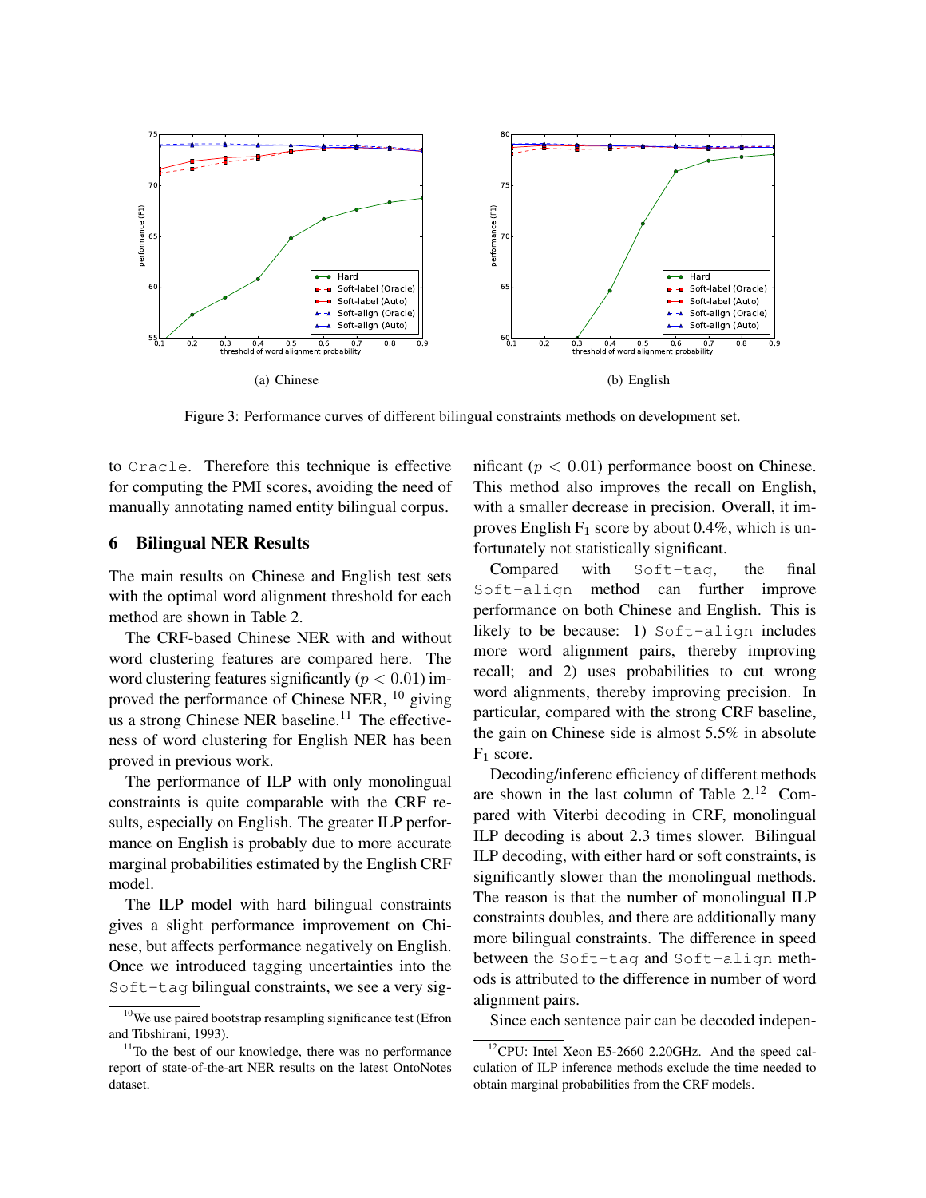Figure 3: Performance curves of different bilingual constraints methods on development set.

(a) Chinese

(b) English

to Oracle. Therefore this technique is effective for computing the PMI scores, avoiding the need of manually annotating named entity bilingual corpus.

## 6 Bilingual NER Results

The main results on Chinese and English test sets with the optimal word alignment threshold for each method are shown in Table 2.

The CRF-based Chinese NER with and without word clustering features are compared here. The word clustering features significantly ($p < 0.01$) improved the performance of Chinese NER, [10] giving us a strong Chinese NER baseline.[11] The effectiveness of word clustering for English NER has been proved in previous work.

The performance of ILP with only monolingual constraints is quite comparable with the CRF results, especially on English. The greater ILP performance on English is probably due to more accurate marginal probabilities estimated by the English CRF model.

The ILP model with hard bilingual constraints gives a slight performance improvement on Chinese, but affects performance negatively on English. Once we introduced tagging uncertainties into the Soft-tag bilingual constraints, we see a very significant ($p < 0.01$) performance boost on Chinese. This method also improves the recall on English, with a smaller decrease in precision. Overall, it improves English $F_1$ score by about 0.4%, which is unfortunately not statistically significant.

Compared with Soft-tag, the final Soft-align method can further improve performance on both Chinese and English. This is likely to be because: 1) Soft-align includes more word alignment pairs, thereby improving recall; and 2) uses probabilities to cut wrong word alignments, thereby improving precision. In particular, compared with the strong CRF baseline, the gain on Chinese side is almost 5.5% in absolute $F_1$ score.

Decoding/inferenc efficiency of different methods are shown in the last column of Table 2.[12] Compared with Viterbi decoding in CRF, monolingual ILP decoding is about 2.3 times slower. Bilingual ILP decoding, with either hard or soft constraints, is significantly slower than the monolingual methods. The reason is that the number of monolingual ILP constraints doubles, and there are additionally many more bilingual constraints. The difference in speed between the Soft-tag and Soft-align methods is attributed to the difference in number of word alignment pairs.

Since each sentence pair can be decoded indepen-

[10] We use paired bootstrap resampling significance test (Efron and Tibshirani, 1993).

[11] To the best of our knowledge, there was no performance report of state-of-the-art NER results on the latest OntoNotes dataset.

[12] CPU: Intel Xeon E5-2660 2.20GHz. And the speed calculation of ILP inference methods exclude the time needed to obtain marginal probabilities from the CRF models.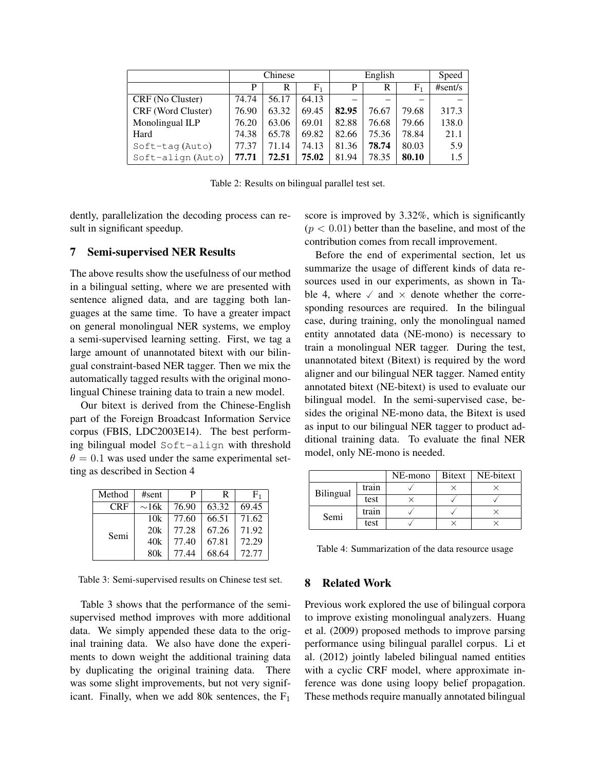| | Chinese | | | English | | | Speed |
|---|---|---|---|---|---|---|---|
| | P | R | $F_1$ | P | R | $F_1$ | #sent/s |
| CRF (No Cluster) | 74.74 | 56.17 | 64.13 | – | – | – | – |
| CRF (Word Cluster) | 76.90 | 63.32 | 69.45 | **82.95** | 76.67 | 79.68 | 317.3 |
| Monolingual ILP | 76.20 | 63.06 | 69.01 | 82.88 | 76.68 | 79.66 | 138.0 |
| Hard | 74.38 | 65.78 | 69.82 | 82.66 | 75.36 | 78.84 | 21.1 |
| `Soft-tag (Auto)` | 77.37 | 71.14 | 74.13 | 81.36 | **78.74** | 80.03 | 5.9 |
| `Soft-align (Auto)` | **77.71** | **72.51** | **75.02** | 81.94 | 78.35 | **80.10** | 1.5 |

Table 2: Results on bilingual parallel test set.

dently, parallelization the decoding process can result in significant speedup.

## 7 Semi-supervised NER Results

The above results show the usefulness of our method in a bilingual setting, where we are presented with sentence aligned data, and are tagging both languages at the same time. To have a greater impact on general monolingual NER systems, we employ a semi-supervised learning setting. First, we tag a large amount of unannotated bitext with our bilingual constraint-based NER tagger. Then we mix the automatically tagged results with the original monolingual Chinese training data to train a new model.

Our bitext is derived from the Chinese-English part of the Foreign Broadcast Information Service corpus (FBIS, LDC2003E14). The best performing bilingual model `Soft-align` with threshold $\theta = 0.1$ was used under the same experimental setting as described in Section 4

| Method | #sent | P | R | $F_1$ |
|---|---|---|---|---|
| CRF | ∼16k | 76.90 | 63.32 | 69.45 |
| Semi | 10k | 77.60 | 66.51 | 71.62 |
| | 20k | 77.28 | 67.26 | 71.92 |
| | 40k | 77.40 | 67.81 | 72.29 |
| | 80k | 77.44 | 68.64 | 72.77 |

Table 3: Semi-supervised results on Chinese test set.

Table 3 shows that the performance of the semi-supervised method improves with more additional data. We simply appended these data to the original training data. We also have done the experiments to down weight the additional training data by duplicating the original training data. There was some slight improvements, but not very significant. Finally, when we add 80k sentences, the $F_1$ score is improved by 3.32%, which is significantly ($p < 0.01$) better than the baseline, and most of the contribution comes from recall improvement.

Before the end of experimental section, let us summarize the usage of different kinds of data resources used in our experiments, as shown in Table 4, where ✓ and × denote whether the corresponding resources are required. In the bilingual case, during training, only the monolingual named entity annotated data (NE-mono) is necessary to train a monolingual NER tagger. During the test, unannotated bitext (Bitext) is required by the word aligner and our bilingual NER tagger. Named entity annotated bitext (NE-bitext) is used to evaluate our bilingual model. In the semi-supervised case, besides the original NE-mono data, the Bitext is used as input to our bilingual NER tagger to product additional training data. To evaluate the final NER model, only NE-mono is needed.

| | | NE-mono | Bitext | NE-bitext |
|---|---|---|---|---|
| Bilingual | train | ✓ | × | × |
| | test | × | ✓ | ✓ |
| Semi | train | ✓ | ✓ | × |
| | test | ✓ | × | × |

Table 4: Summarization of the data resource usage

## 8 Related Work

Previous work explored the use of bilingual corpora to improve existing monolingual analyzers. Huang et al. (2009) proposed methods to improve parsing performance using bilingual parallel corpus. Li et al. (2012) jointly labeled bilingual named entities with a cyclic CRF model, where approximate inference was done using loopy belief propagation. These methods require manually annotated bilingual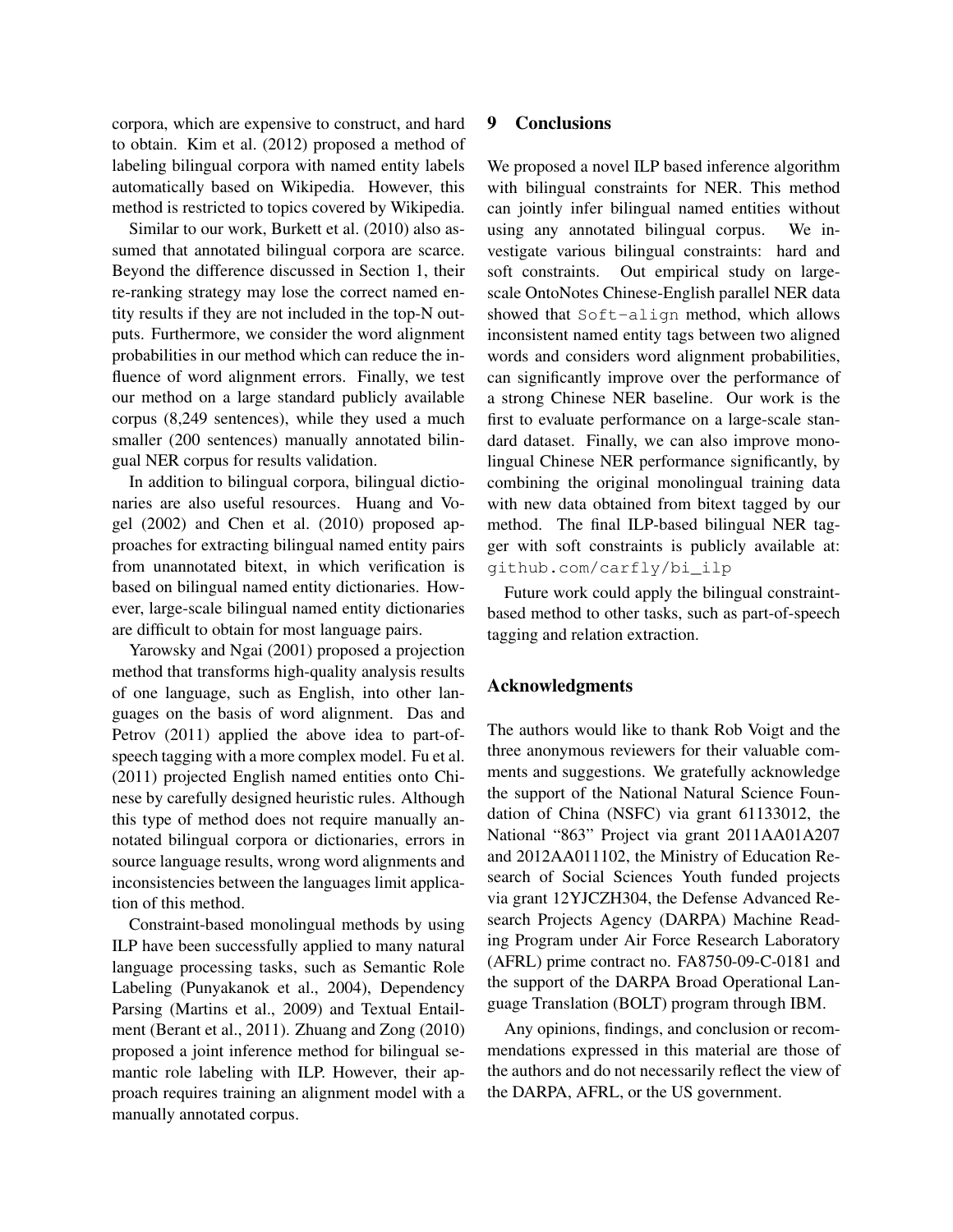corpora, which are expensive to construct, and hard to obtain. Kim et al. (2012) proposed a method of labeling bilingual corpora with named entity labels automatically based on Wikipedia. However, this method is restricted to topics covered by Wikipedia.

Similar to our work, Burkett et al. (2010) also assumed that annotated bilingual corpora are scarce. Beyond the difference discussed in Section 1, their re-ranking strategy may lose the correct named entity results if they are not included in the top-N outputs. Furthermore, we consider the word alignment probabilities in our method which can reduce the influence of word alignment errors. Finally, we test our method on a large standard publicly available corpus (8,249 sentences), while they used a much smaller (200 sentences) manually annotated bilingual NER corpus for results validation.

In addition to bilingual corpora, bilingual dictionaries are also useful resources. Huang and Vogel (2002) and Chen et al. (2010) proposed approaches for extracting bilingual named entity pairs from unannotated bitext, in which verification is based on bilingual named entity dictionaries. However, large-scale bilingual named entity dictionaries are difficult to obtain for most language pairs.

Yarowsky and Ngai (2001) proposed a projection method that transforms high-quality analysis results of one language, such as English, into other languages on the basis of word alignment. Das and Petrov (2011) applied the above idea to part-of-speech tagging with a more complex model. Fu et al. (2011) projected English named entities onto Chinese by carefully designed heuristic rules. Although this type of method does not require manually annotated bilingual corpora or dictionaries, errors in source language results, wrong word alignments and inconsistencies between the languages limit application of this method.

Constraint-based monolingual methods by using ILP have been successfully applied to many natural language processing tasks, such as Semantic Role Labeling (Punyakanok et al., 2004), Dependency Parsing (Martins et al., 2009) and Textual Entailment (Berant et al., 2011). Zhuang and Zong (2010) proposed a joint inference method for bilingual semantic role labeling with ILP. However, their approach requires training an alignment model with a manually annotated corpus.

## 9 Conclusions

We proposed a novel ILP based inference algorithm with bilingual constraints for NER. This method can jointly infer bilingual named entities without using any annotated bilingual corpus. We investigate various bilingual constraints: hard and soft constraints. Out empirical study on large-scale OntoNotes Chinese-English parallel NER data showed that `Soft-align` method, which allows inconsistent named entity tags between two aligned words and considers word alignment probabilities, can significantly improve over the performance of a strong Chinese NER baseline. Our work is the first to evaluate performance on a large-scale standard dataset. Finally, we can also improve monolingual Chinese NER performance significantly, by combining the original monolingual training data with new data obtained from bitext tagged by our method. The final ILP-based bilingual NER tagger with soft constraints is publicly available at: `github.com/carfly/bi_ilp`

Future work could apply the bilingual constraint-based method to other tasks, such as part-of-speech tagging and relation extraction.

## Acknowledgments

The authors would like to thank Rob Voigt and the three anonymous reviewers for their valuable comments and suggestions. We gratefully acknowledge the support of the National Natural Science Foundation of China (NSFC) via grant 61133012, the National "863" Project via grant 2011AA01A207 and 2012AA011102, the Ministry of Education Research of Social Sciences Youth funded projects via grant 12YJCZH304, the Defense Advanced Research Projects Agency (DARPA) Machine Reading Program under Air Force Research Laboratory (AFRL) prime contract no. FA8750-09-C-0181 and the support of the DARPA Broad Operational Language Translation (BOLT) program through IBM.

Any opinions, findings, and conclusion or recommendations expressed in this material are those of the authors and do not necessarily reflect the view of the DARPA, AFRL, or the US government.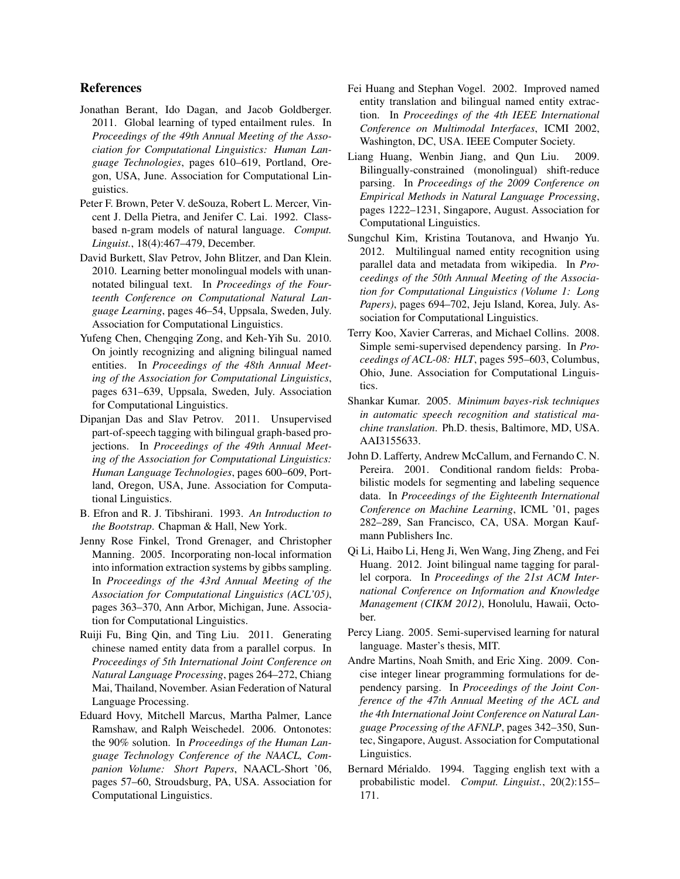## References

Jonathan Berant, Ido Dagan, and Jacob Goldberger. 2011. Global learning of typed entailment rules. In *Proceedings of the 49th Annual Meeting of the Association for Computational Linguistics: Human Language Technologies*, pages 610–619, Portland, Oregon, USA, June. Association for Computational Linguistics.

Peter F. Brown, Peter V. deSouza, Robert L. Mercer, Vincent J. Della Pietra, and Jenifer C. Lai. 1992. Class-based n-gram models of natural language. *Comput. Linguist.*, 18(4):467–479, December.

David Burkett, Slav Petrov, John Blitzer, and Dan Klein. 2010. Learning better monolingual models with unannotated bilingual text. In *Proceedings of the Fourteenth Conference on Computational Natural Language Learning*, pages 46–54, Uppsala, Sweden, July. Association for Computational Linguistics.

Yufeng Chen, Chengqing Zong, and Keh-Yih Su. 2010. On jointly recognizing and aligning bilingual named entities. In *Proceedings of the 48th Annual Meeting of the Association for Computational Linguistics*, pages 631–639, Uppsala, Sweden, July. Association for Computational Linguistics.

Dipanjan Das and Slav Petrov. 2011. Unsupervised part-of-speech tagging with bilingual graph-based projections. In *Proceedings of the 49th Annual Meeting of the Association for Computational Linguistics: Human Language Technologies*, pages 600–609, Portland, Oregon, USA, June. Association for Computational Linguistics.

B. Efron and R. J. Tibshirani. 1993. *An Introduction to the Bootstrap*. Chapman & Hall, New York.

Jenny Rose Finkel, Trond Grenager, and Christopher Manning. 2005. Incorporating non-local information into information extraction systems by gibbs sampling. In *Proceedings of the 43rd Annual Meeting of the Association for Computational Linguistics (ACL'05)*, pages 363–370, Ann Arbor, Michigan, June. Association for Computational Linguistics.

Ruiji Fu, Bing Qin, and Ting Liu. 2011. Generating chinese named entity data from a parallel corpus. In *Proceedings of 5th International Joint Conference on Natural Language Processing*, pages 264–272, Chiang Mai, Thailand, November. Asian Federation of Natural Language Processing.

Eduard Hovy, Mitchell Marcus, Martha Palmer, Lance Ramshaw, and Ralph Weischedel. 2006. Ontonotes: the 90% solution. In *Proceedings of the Human Language Technology Conference of the NAACL, Companion Volume: Short Papers*, NAACL-Short '06, pages 57–60, Stroudsburg, PA, USA. Association for Computational Linguistics.

Fei Huang and Stephan Vogel. 2002. Improved named entity translation and bilingual named entity extraction. In *Proceedings of the 4th IEEE International Conference on Multimodal Interfaces*, ICMI 2002, Washington, DC, USA. IEEE Computer Society.

Liang Huang, Wenbin Jiang, and Qun Liu. 2009. Bilingually-constrained (monolingual) shift-reduce parsing. In *Proceedings of the 2009 Conference on Empirical Methods in Natural Language Processing*, pages 1222–1231, Singapore, August. Association for Computational Linguistics.

Sungchul Kim, Kristina Toutanova, and Hwanjo Yu. 2012. Multilingual named entity recognition using parallel data and metadata from wikipedia. In *Proceedings of the 50th Annual Meeting of the Association for Computational Linguistics (Volume 1: Long Papers)*, pages 694–702, Jeju Island, Korea, July. Association for Computational Linguistics.

Terry Koo, Xavier Carreras, and Michael Collins. 2008. Simple semi-supervised dependency parsing. In *Proceedings of ACL-08: HLT*, pages 595–603, Columbus, Ohio, June. Association for Computational Linguistics.

Shankar Kumar. 2005. *Minimum bayes-risk techniques in automatic speech recognition and statistical machine translation*. Ph.D. thesis, Baltimore, MD, USA. AAI3155633.

John D. Lafferty, Andrew McCallum, and Fernando C. N. Pereira. 2001. Conditional random fields: Probabilistic models for segmenting and labeling sequence data. In *Proceedings of the Eighteenth International Conference on Machine Learning*, ICML '01, pages 282–289, San Francisco, CA, USA. Morgan Kaufmann Publishers Inc.

Qi Li, Haibo Li, Heng Ji, Wen Wang, Jing Zheng, and Fei Huang. 2012. Joint bilingual name tagging for parallel corpora. In *Proceedings of the 21st ACM International Conference on Information and Knowledge Management (CIKM 2012)*, Honolulu, Hawaii, October.

Percy Liang. 2005. Semi-supervised learning for natural language. Master's thesis, MIT.

Andre Martins, Noah Smith, and Eric Xing. 2009. Concise integer linear programming formulations for dependency parsing. In *Proceedings of the Joint Conference of the 47th Annual Meeting of the ACL and the 4th International Joint Conference on Natural Language Processing of the AFNLP*, pages 342–350, Suntec, Singapore, August. Association for Computational Linguistics.

Bernard Mérialdo. 1994. Tagging english text with a probabilistic model. *Comput. Linguist.*, 20(2):155–171.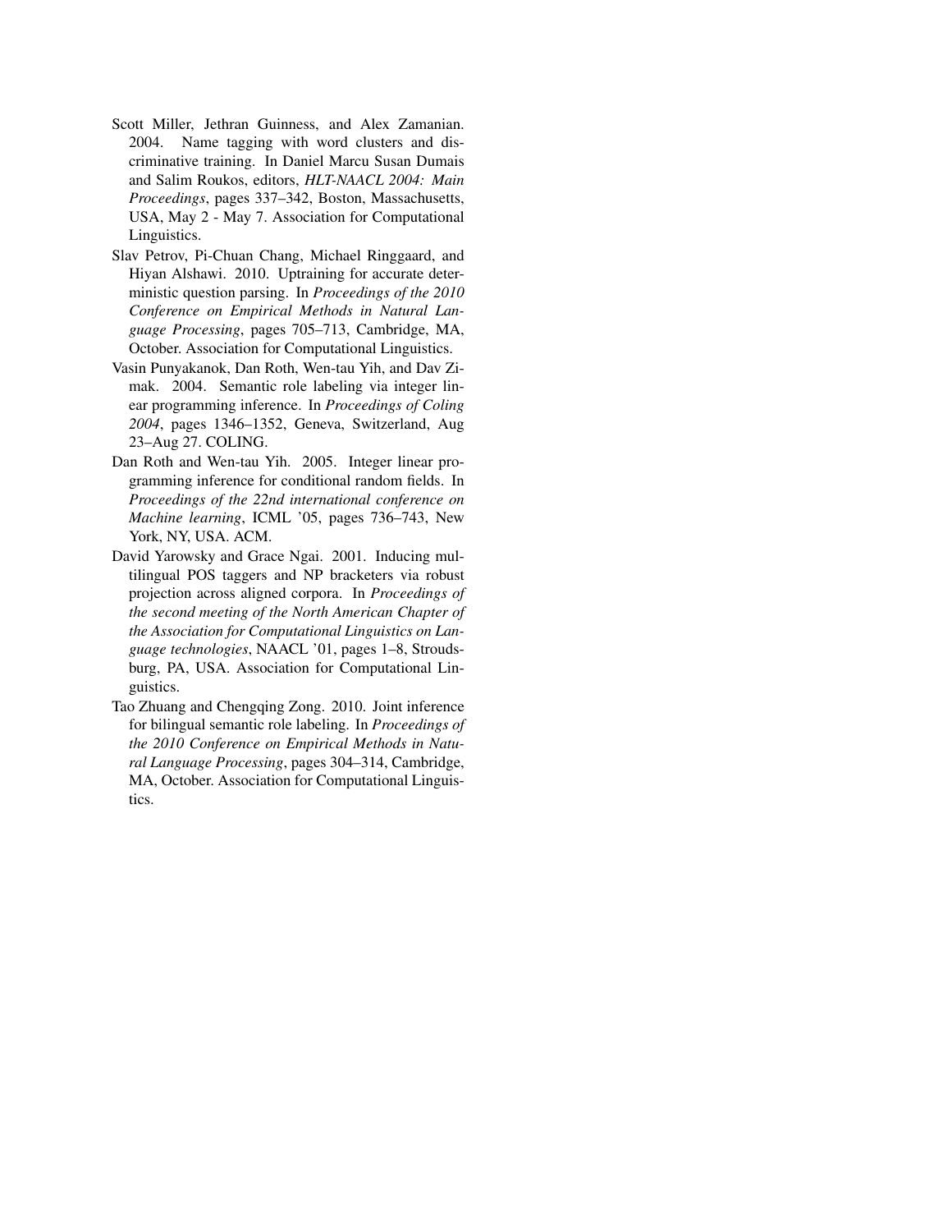Scott Miller, Jethran Guinness, and Alex Zamanian. 2004. Name tagging with word clusters and discriminative training. In Daniel Marcu Susan Dumais and Salim Roukos, editors, *HLT-NAACL 2004: Main Proceedings*, pages 337–342, Boston, Massachusetts, USA, May 2 - May 7. Association for Computational Linguistics.

Slav Petrov, Pi-Chuan Chang, Michael Ringgaard, and Hiyan Alshawi. 2010. Uptraining for accurate deterministic question parsing. In *Proceedings of the 2010 Conference on Empirical Methods in Natural Language Processing*, pages 705–713, Cambridge, MA, October. Association for Computational Linguistics.

Vasin Punyakanok, Dan Roth, Wen-tau Yih, and Dav Zimak. 2004. Semantic role labeling via integer linear programming inference. In *Proceedings of Coling 2004*, pages 1346–1352, Geneva, Switzerland, Aug 23–Aug 27. COLING.

Dan Roth and Wen-tau Yih. 2005. Integer linear programming inference for conditional random fields. In *Proceedings of the 22nd international conference on Machine learning*, ICML '05, pages 736–743, New York, NY, USA. ACM.

David Yarowsky and Grace Ngai. 2001. Inducing multilingual POS taggers and NP bracketers via robust projection across aligned corpora. In *Proceedings of the second meeting of the North American Chapter of the Association for Computational Linguistics on Language technologies*, NAACL '01, pages 1–8, Stroudsburg, PA, USA. Association for Computational Linguistics.

Tao Zhuang and Chengqing Zong. 2010. Joint inference for bilingual semantic role labeling. In *Proceedings of the 2010 Conference on Empirical Methods in Natural Language Processing*, pages 304–314, Cambridge, MA, October. Association for Computational Linguistics.